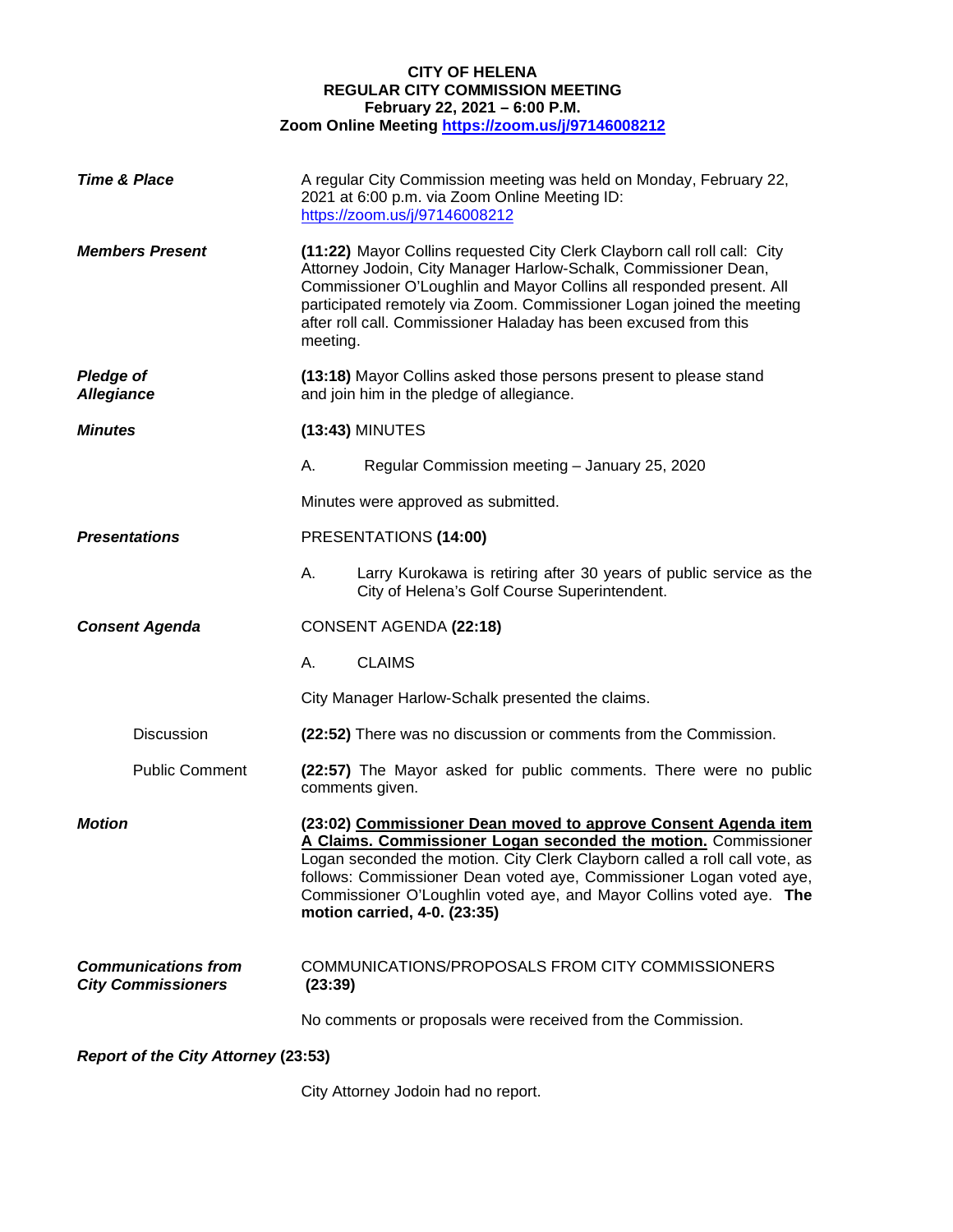**CITY OF HELENA**
**REGULAR CITY COMMISSION MEETING**
**February 22, 2021 – 6:00 P.M.**
**Zoom Online Meeting https://zoom.us/j/97146008212**

***Time & Place***

A regular City Commission meeting was held on Monday, February 22, 2021 at 6:00 p.m. via Zoom Online Meeting ID: https://zoom.us/j/97146008212

***Members Present***

**(11:22)** Mayor Collins requested City Clerk Clayborn call roll call: City Attorney Jodoin, City Manager Harlow-Schalk, Commissioner Dean, Commissioner O'Loughlin and Mayor Collins all responded present. All participated remotely via Zoom. Commissioner Logan joined the meeting after roll call. Commissioner Haladay has been excused from this meeting.

***Pledge of Allegiance***

**(13:18)** Mayor Collins asked those persons present to please stand and join him in the pledge of allegiance.

***Minutes***

**(13:43)** MINUTES

A. Regular Commission meeting – January 25, 2020

Minutes were approved as submitted.

***Presentations***

PRESENTATIONS **(14:00)**

A. Larry Kurokawa is retiring after 30 years of public service as the City of Helena's Golf Course Superintendent.

***Consent Agenda***

CONSENT AGENDA **(22:18)**

A. CLAIMS

City Manager Harlow-Schalk presented the claims.

Discussion

**(22:52)** There was no discussion or comments from the Commission.

Public Comment

**(22:57)** The Mayor asked for public comments. There were no public comments given.

***Motion***

**(23:02) Commissioner Dean moved to approve Consent Agenda item A Claims. Commissioner Logan seconded the motion.** Commissioner Logan seconded the motion. City Clerk Clayborn called a roll call vote, as follows: Commissioner Dean voted aye, Commissioner Logan voted aye, Commissioner O'Loughlin voted aye, and Mayor Collins voted aye. **The motion carried, 4-0. (23:35)**

***Communications from City Commissioners***

COMMUNICATIONS/PROPOSALS FROM CITY COMMISSIONERS **(23:39)**

No comments or proposals were received from the Commission.

***Report of the City Attorney* (23:53)**

City Attorney Jodoin had no report.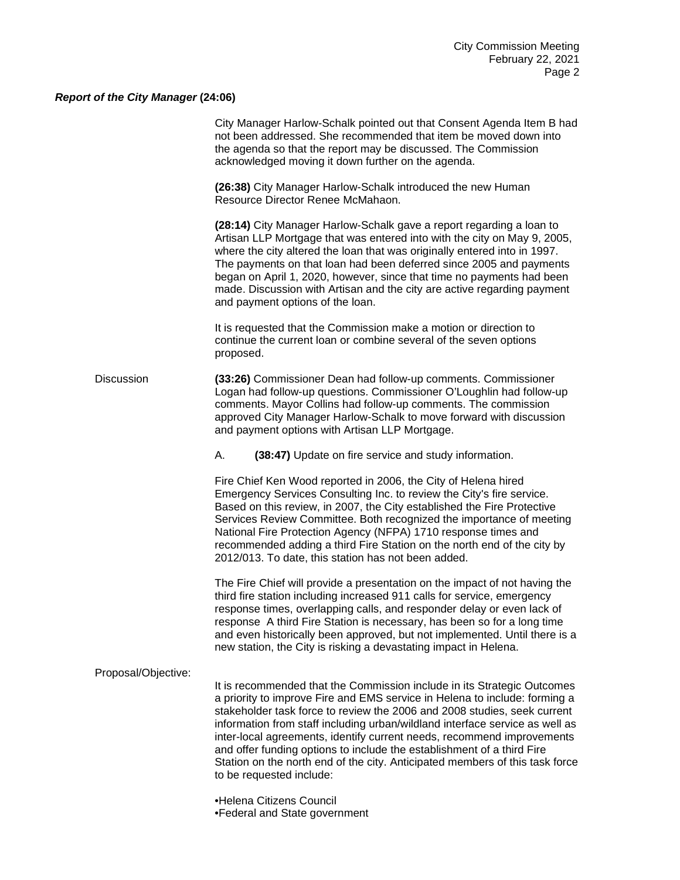***Report of the City Manager* (24:06)**

City Manager Harlow-Schalk pointed out that Consent Agenda Item B had not been addressed. She recommended that item be moved down into the agenda so that the report may be discussed. The Commission acknowledged moving it down further on the agenda.

**(26:38)** City Manager Harlow-Schalk introduced the new Human Resource Director Renee McMahaon.

**(28:14)** City Manager Harlow-Schalk gave a report regarding a loan to Artisan LLP Mortgage that was entered into with the city on May 9, 2005, where the city altered the loan that was originally entered into in 1997. The payments on that loan had been deferred since 2005 and payments began on April 1, 2020, however, since that time no payments had been made. Discussion with Artisan and the city are active regarding payment and payment options of the loan.

It is requested that the Commission make a motion or direction to continue the current loan or combine several of the seven options proposed.

Discussion

**(33:26)** Commissioner Dean had follow-up comments. Commissioner Logan had follow-up questions. Commissioner O'Loughlin had follow-up comments. Mayor Collins had follow-up comments. The commission approved City Manager Harlow-Schalk to move forward with discussion and payment options with Artisan LLP Mortgage.

A. **(38:47)** Update on fire service and study information.

Fire Chief Ken Wood reported in 2006, the City of Helena hired Emergency Services Consulting Inc. to review the City's fire service. Based on this review, in 2007, the City established the Fire Protective Services Review Committee. Both recognized the importance of meeting National Fire Protection Agency (NFPA) 1710 response times and recommended adding a third Fire Station on the north end of the city by 2012/013. To date, this station has not been added.

The Fire Chief will provide a presentation on the impact of not having the third fire station including increased 911 calls for service, emergency response times, overlapping calls, and responder delay or even lack of response A third Fire Station is necessary, has been so for a long time and even historically been approved, but not implemented. Until there is a new station, the City is risking a devastating impact in Helena.

Proposal/Objective:

It is recommended that the Commission include in its Strategic Outcomes a priority to improve Fire and EMS service in Helena to include: forming a stakeholder task force to review the 2006 and 2008 studies, seek current information from staff including urban/wildland interface service as well as inter-local agreements, identify current needs, recommend improvements and offer funding options to include the establishment of a third Fire Station on the north end of the city. Anticipated members of this task force to be requested include:

- Helena Citizens Council
- Federal and State government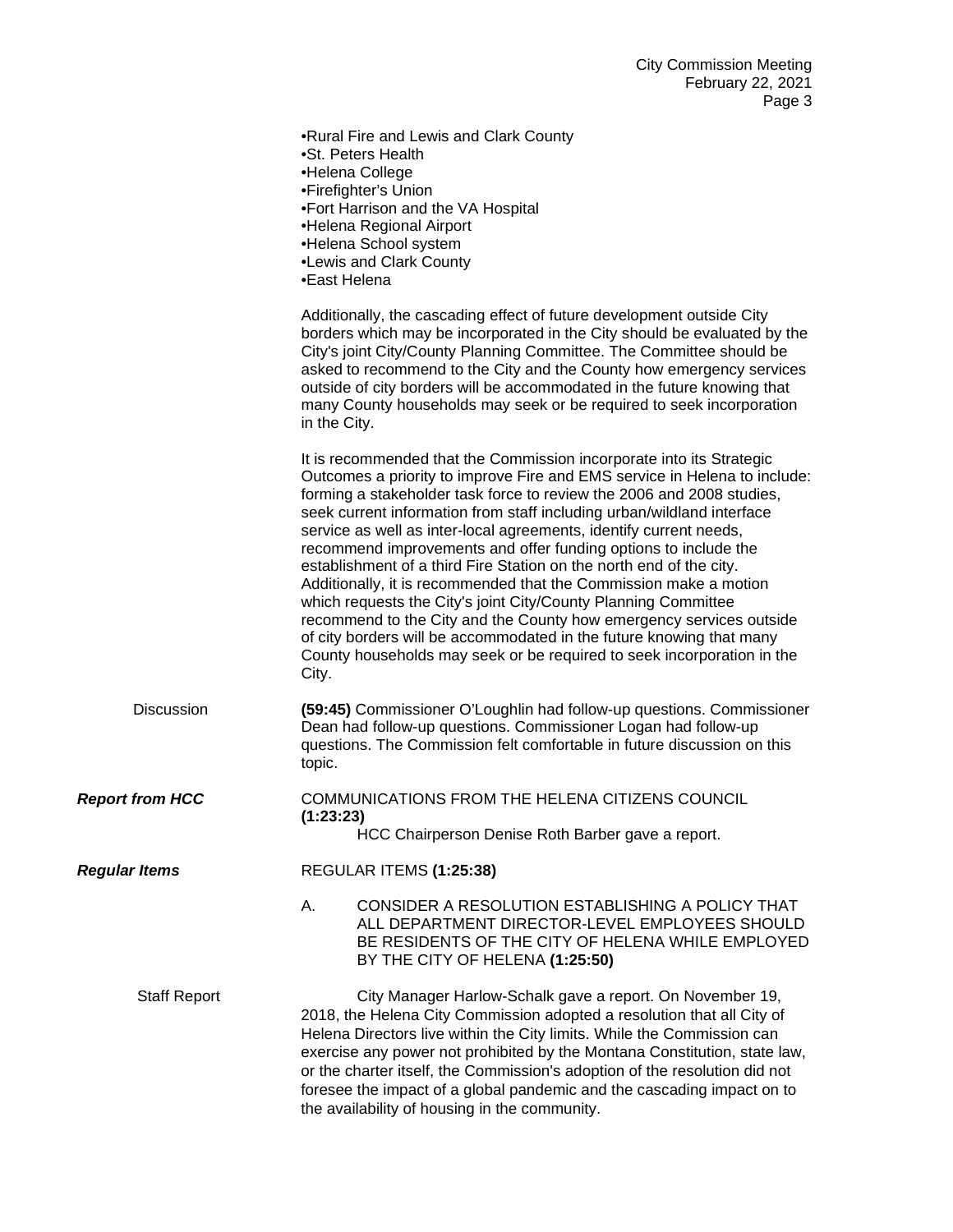- Rural Fire and Lewis and Clark County
- St. Peters Health
- Helena College
- Firefighter's Union
- Fort Harrison and the VA Hospital
- Helena Regional Airport
- Helena School system
- Lewis and Clark County
- East Helena

Additionally, the cascading effect of future development outside City borders which may be incorporated in the City should be evaluated by the City's joint City/County Planning Committee. The Committee should be asked to recommend to the City and the County how emergency services outside of city borders will be accommodated in the future knowing that many County households may seek or be required to seek incorporation in the City.

It is recommended that the Commission incorporate into its Strategic Outcomes a priority to improve Fire and EMS service in Helena to include: forming a stakeholder task force to review the 2006 and 2008 studies, seek current information from staff including urban/wildland interface service as well as inter-local agreements, identify current needs, recommend improvements and offer funding options to include the establishment of a third Fire Station on the north end of the city. Additionally, it is recommended that the Commission make a motion which requests the City's joint City/County Planning Committee recommend to the City and the County how emergency services outside of city borders will be accommodated in the future knowing that many County households may seek or be required to seek incorporation in the City.

Discussion

**(59:45)** Commissioner O'Loughlin had follow-up questions. Commissioner Dean had follow-up questions. Commissioner Logan had follow-up questions. The Commission felt comfortable in future discussion on this topic.

***Report from HCC***

COMMUNICATIONS FROM THE HELENA CITIZENS COUNCIL **(1:23:23)**

HCC Chairperson Denise Roth Barber gave a report.

***Regular Items***

REGULAR ITEMS **(1:25:38)**

A. CONSIDER A RESOLUTION ESTABLISHING A POLICY THAT ALL DEPARTMENT DIRECTOR-LEVEL EMPLOYEES SHOULD BE RESIDENTS OF THE CITY OF HELENA WHILE EMPLOYED BY THE CITY OF HELENA **(1:25:50)**

Staff Report

City Manager Harlow-Schalk gave a report. On November 19, 2018, the Helena City Commission adopted a resolution that all City of Helena Directors live within the City limits. While the Commission can exercise any power not prohibited by the Montana Constitution, state law, or the charter itself, the Commission's adoption of the resolution did not foresee the impact of a global pandemic and the cascading impact on to the availability of housing in the community.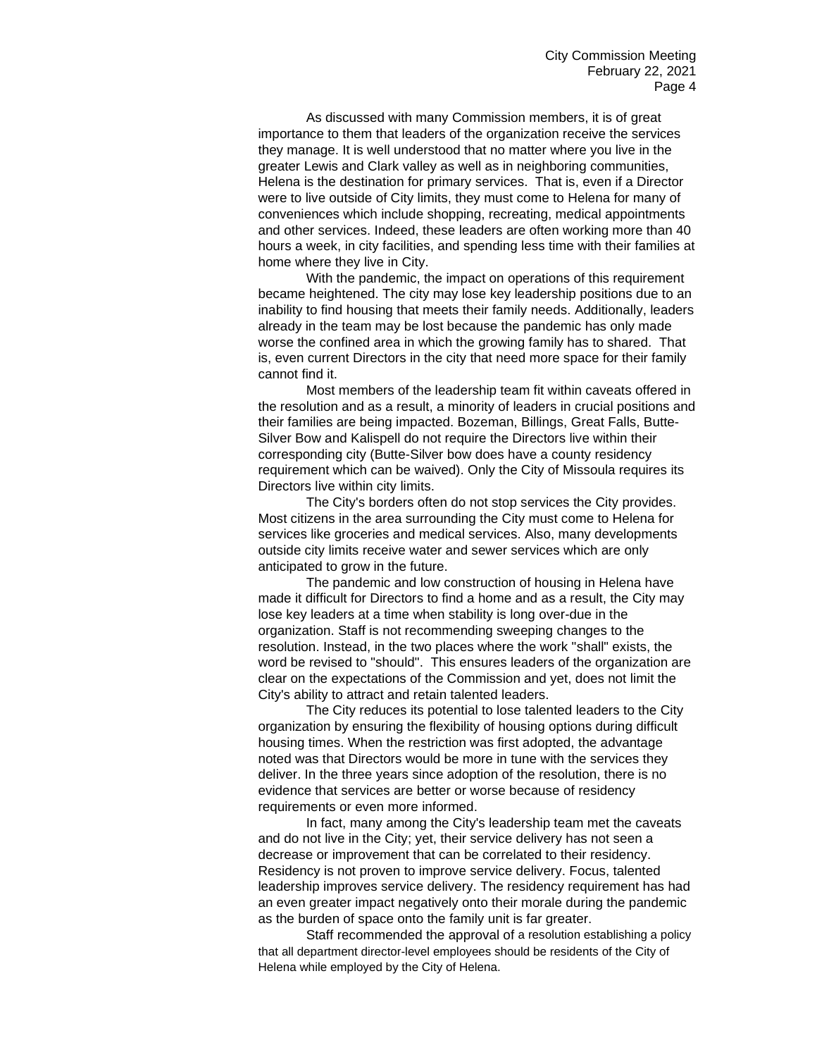As discussed with many Commission members, it is of great importance to them that leaders of the organization receive the services they manage. It is well understood that no matter where you live in the greater Lewis and Clark valley as well as in neighboring communities, Helena is the destination for primary services. That is, even if a Director were to live outside of City limits, they must come to Helena for many of conveniences which include shopping, recreating, medical appointments and other services. Indeed, these leaders are often working more than 40 hours a week, in city facilities, and spending less time with their families at home where they live in City.

With the pandemic, the impact on operations of this requirement became heightened. The city may lose key leadership positions due to an inability to find housing that meets their family needs. Additionally, leaders already in the team may be lost because the pandemic has only made worse the confined area in which the growing family has to shared. That is, even current Directors in the city that need more space for their family cannot find it.

Most members of the leadership team fit within caveats offered in the resolution and as a result, a minority of leaders in crucial positions and their families are being impacted. Bozeman, Billings, Great Falls, Butte-Silver Bow and Kalispell do not require the Directors live within their corresponding city (Butte-Silver bow does have a county residency requirement which can be waived). Only the City of Missoula requires its Directors live within city limits.

The City's borders often do not stop services the City provides. Most citizens in the area surrounding the City must come to Helena for services like groceries and medical services. Also, many developments outside city limits receive water and sewer services which are only anticipated to grow in the future.

The pandemic and low construction of housing in Helena have made it difficult for Directors to find a home and as a result, the City may lose key leaders at a time when stability is long over-due in the organization. Staff is not recommending sweeping changes to the resolution. Instead, in the two places where the work "shall" exists, the word be revised to "should". This ensures leaders of the organization are clear on the expectations of the Commission and yet, does not limit the City's ability to attract and retain talented leaders.

The City reduces its potential to lose talented leaders to the City organization by ensuring the flexibility of housing options during difficult housing times. When the restriction was first adopted, the advantage noted was that Directors would be more in tune with the services they deliver. In the three years since adoption of the resolution, there is no evidence that services are better or worse because of residency requirements or even more informed.

In fact, many among the City's leadership team met the caveats and do not live in the City; yet, their service delivery has not seen a decrease or improvement that can be correlated to their residency. Residency is not proven to improve service delivery. Focus, talented leadership improves service delivery. The residency requirement has had an even greater impact negatively onto their morale during the pandemic as the burden of space onto the family unit is far greater.

Staff recommended the approval of a resolution establishing a policy that all department director-level employees should be residents of the City of Helena while employed by the City of Helena.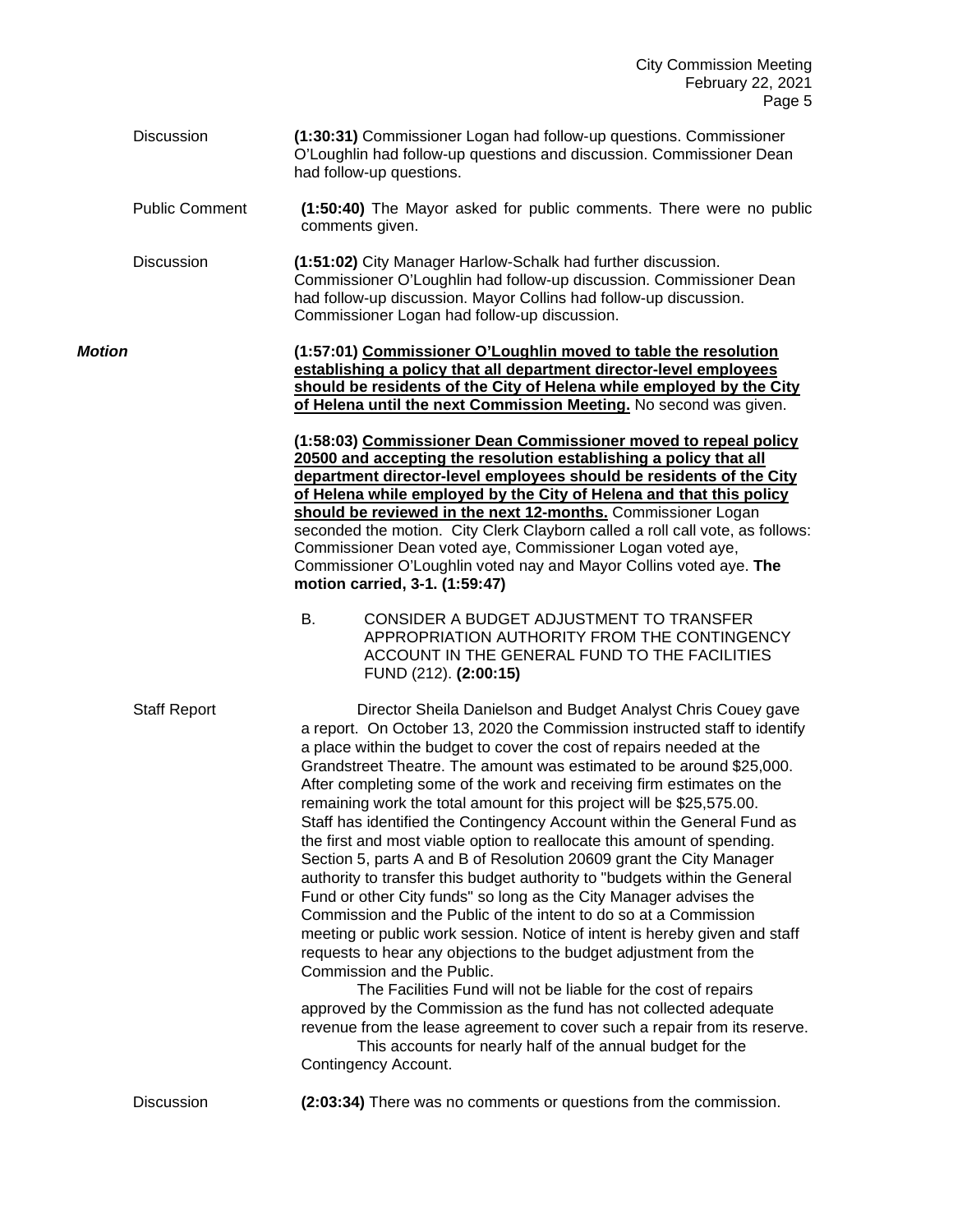Discussion **(1:30:31)** Commissioner Logan had follow-up questions. Commissioner O'Loughlin had follow-up questions and discussion. Commissioner Dean had follow-up questions.

Public Comment **(1:50:40)** The Mayor asked for public comments. There were no public comments given.

Discussion **(1:51:02)** City Manager Harlow-Schalk had further discussion. Commissioner O'Loughlin had follow-up discussion. Commissioner Dean had follow-up discussion. Mayor Collins had follow-up discussion. Commissioner Logan had follow-up discussion.

***Motion*** **(1:57:01) <u>Commissioner O'Loughlin moved to table the resolution establishing a policy that all department director-level employees should be residents of the City of Helena while employed by the City of Helena until the next Commission Meeting.</u>** No second was given.

**(1:58:03) <u>Commissioner Dean Commissioner moved to repeal policy 20500 and accepting the resolution establishing a policy that all department director-level employees should be residents of the City of Helena while employed by the City of Helena and that this policy should be reviewed in the next 12-months.</u>** Commissioner Logan seconded the motion. City Clerk Clayborn called a roll call vote, as follows: Commissioner Dean voted aye, Commissioner Logan voted aye, Commissioner O'Loughlin voted nay and Mayor Collins voted aye. **The motion carried, 3-1. (1:59:47)**

B. CONSIDER A BUDGET ADJUSTMENT TO TRANSFER APPROPRIATION AUTHORITY FROM THE CONTINGENCY ACCOUNT IN THE GENERAL FUND TO THE FACILITIES FUND (212). **(2:00:15)**

Staff Report Director Sheila Danielson and Budget Analyst Chris Couey gave a report. On October 13, 2020 the Commission instructed staff to identify a place within the budget to cover the cost of repairs needed at the Grandstreet Theatre. The amount was estimated to be around $25,000. After completing some of the work and receiving firm estimates on the remaining work the total amount for this project will be $25,575.00. Staff has identified the Contingency Account within the General Fund as the first and most viable option to reallocate this amount of spending. Section 5, parts A and B of Resolution 20609 grant the City Manager authority to transfer this budget authority to "budgets within the General Fund or other City funds" so long as the City Manager advises the Commission and the Public of the intent to do so at a Commission meeting or public work session. Notice of intent is hereby given and staff requests to hear any objections to the budget adjustment from the Commission and the Public.

The Facilities Fund will not be liable for the cost of repairs approved by the Commission as the fund has not collected adequate revenue from the lease agreement to cover such a repair from its reserve.

This accounts for nearly half of the annual budget for the Contingency Account.

Discussion **(2:03:34)** There was no comments or questions from the commission.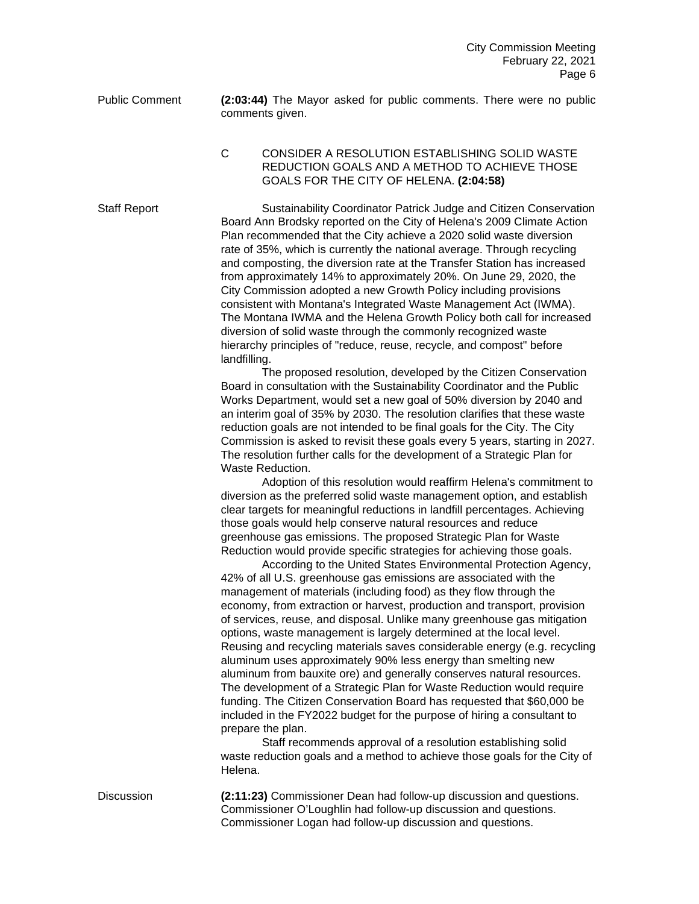Public Comment

**(2:03:44)** The Mayor asked for public comments. There were no public comments given.

C CONSIDER A RESOLUTION ESTABLISHING SOLID WASTE REDUCTION GOALS AND A METHOD TO ACHIEVE THOSE GOALS FOR THE CITY OF HELENA. **(2:04:58)**

Staff Report

Sustainability Coordinator Patrick Judge and Citizen Conservation Board Ann Brodsky reported on the City of Helena's 2009 Climate Action Plan recommended that the City achieve a 2020 solid waste diversion rate of 35%, which is currently the national average. Through recycling and composting, the diversion rate at the Transfer Station has increased from approximately 14% to approximately 20%. On June 29, 2020, the City Commission adopted a new Growth Policy including provisions consistent with Montana's Integrated Waste Management Act (IWMA). The Montana IWMA and the Helena Growth Policy both call for increased diversion of solid waste through the commonly recognized waste hierarchy principles of "reduce, reuse, recycle, and compost" before landfilling.

The proposed resolution, developed by the Citizen Conservation Board in consultation with the Sustainability Coordinator and the Public Works Department, would set a new goal of 50% diversion by 2040 and an interim goal of 35% by 2030. The resolution clarifies that these waste reduction goals are not intended to be final goals for the City. The City Commission is asked to revisit these goals every 5 years, starting in 2027. The resolution further calls for the development of a Strategic Plan for Waste Reduction.

Adoption of this resolution would reaffirm Helena's commitment to diversion as the preferred solid waste management option, and establish clear targets for meaningful reductions in landfill percentages. Achieving those goals would help conserve natural resources and reduce greenhouse gas emissions. The proposed Strategic Plan for Waste Reduction would provide specific strategies for achieving those goals.

According to the United States Environmental Protection Agency, 42% of all U.S. greenhouse gas emissions are associated with the management of materials (including food) as they flow through the economy, from extraction or harvest, production and transport, provision of services, reuse, and disposal. Unlike many greenhouse gas mitigation options, waste management is largely determined at the local level. Reusing and recycling materials saves considerable energy (e.g. recycling aluminum uses approximately 90% less energy than smelting new aluminum from bauxite ore) and generally conserves natural resources. The development of a Strategic Plan for Waste Reduction would require funding. The Citizen Conservation Board has requested that $60,000 be included in the FY2022 budget for the purpose of hiring a consultant to prepare the plan.

Staff recommends approval of a resolution establishing solid waste reduction goals and a method to achieve those goals for the City of Helena.

Discussion

**(2:11:23)** Commissioner Dean had follow-up discussion and questions. Commissioner O'Loughlin had follow-up discussion and questions. Commissioner Logan had follow-up discussion and questions.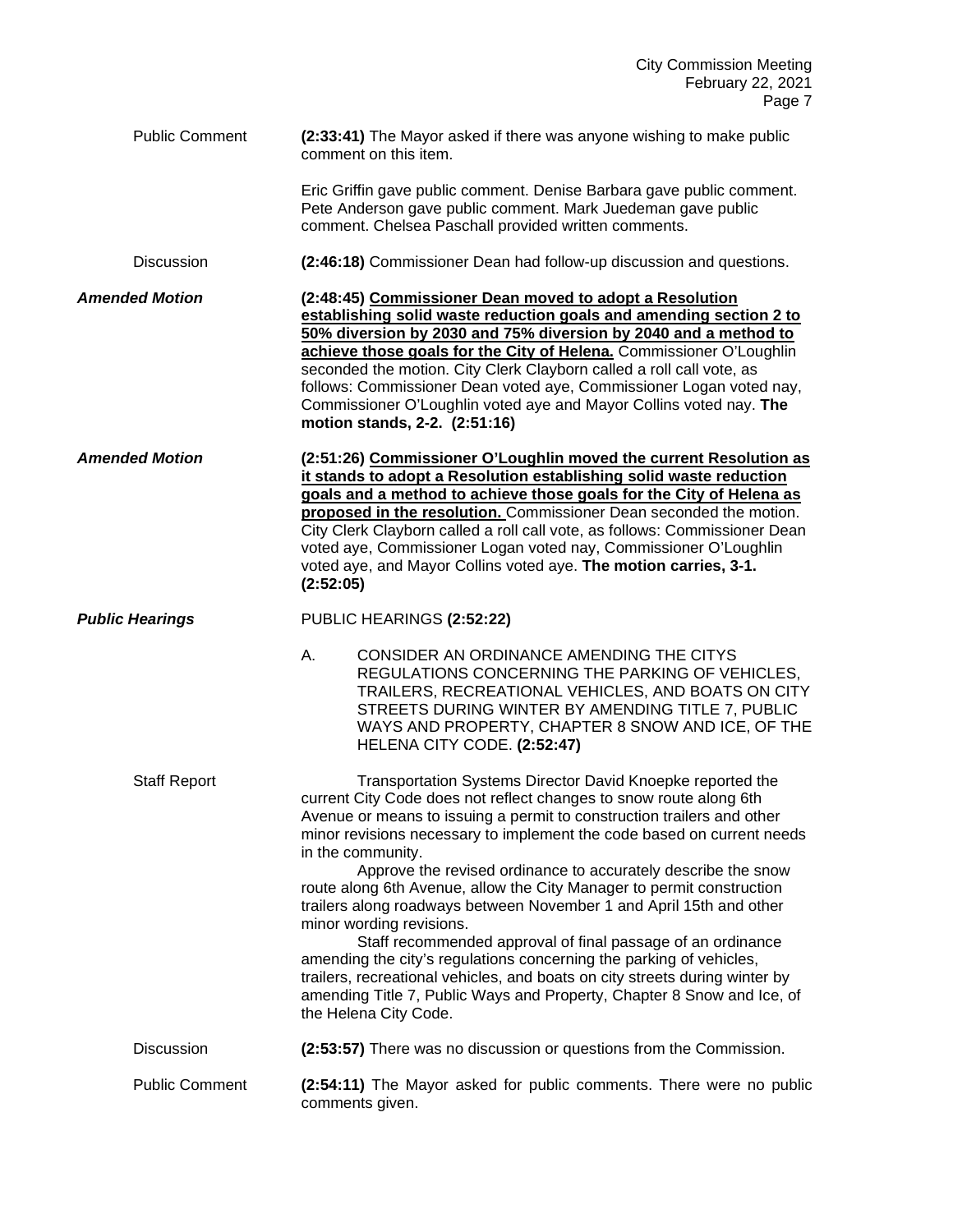**Public Comment** **(2:33:41)** The Mayor asked if there was anyone wishing to make public comment on this item.

Eric Griffin gave public comment. Denise Barbara gave public comment. Pete Anderson gave public comment. Mark Juedeman gave public comment. Chelsea Paschall provided written comments.

**Discussion** **(2:46:18)** Commissioner Dean had follow-up discussion and questions.

***Amended Motion*** **(2:48:45) <u>Commissioner Dean moved to adopt a Resolution establishing solid waste reduction goals and amending section 2 to 50% diversion by 2030 and 75% diversion by 2040 and a method to achieve those goals for the City of Helena.</u>** Commissioner O'Loughlin seconded the motion. City Clerk Clayborn called a roll call vote, as follows: Commissioner Dean voted aye, Commissioner Logan voted nay, Commissioner O'Loughlin voted aye and Mayor Collins voted nay. **The motion stands, 2-2. (2:51:16)**

***Amended Motion*** **(2:51:26) <u>Commissioner O'Loughlin moved the current Resolution as it stands to adopt a Resolution establishing solid waste reduction goals and a method to achieve those goals for the City of Helena as proposed in the resolution.</u>** Commissioner Dean seconded the motion. City Clerk Clayborn called a roll call vote, as follows: Commissioner Dean voted aye, Commissioner Logan voted nay, Commissioner O'Loughlin voted aye, and Mayor Collins voted aye. **The motion carries, 3-1. (2:52:05)**

***Public Hearings*** PUBLIC HEARINGS **(2:52:22)**

A. CONSIDER AN ORDINANCE AMENDING THE CITYS REGULATIONS CONCERNING THE PARKING OF VEHICLES, TRAILERS, RECREATIONAL VEHICLES, AND BOATS ON CITY STREETS DURING WINTER BY AMENDING TITLE 7, PUBLIC WAYS AND PROPERTY, CHAPTER 8 SNOW AND ICE, OF THE HELENA CITY CODE. **(2:52:47)**

**Staff Report** Transportation Systems Director David Knoepke reported the current City Code does not reflect changes to snow route along 6th Avenue or means to issuing a permit to construction trailers and other minor revisions necessary to implement the code based on current needs in the community.

Approve the revised ordinance to accurately describe the snow route along 6th Avenue, allow the City Manager to permit construction trailers along roadways between November 1 and April 15th and other minor wording revisions.

Staff recommended approval of final passage of an ordinance amending the city's regulations concerning the parking of vehicles, trailers, recreational vehicles, and boats on city streets during winter by amending Title 7, Public Ways and Property, Chapter 8 Snow and Ice, of the Helena City Code.

**Discussion** **(2:53:57)** There was no discussion or questions from the Commission.

**Public Comment** **(2:54:11)** The Mayor asked for public comments. There were no public comments given.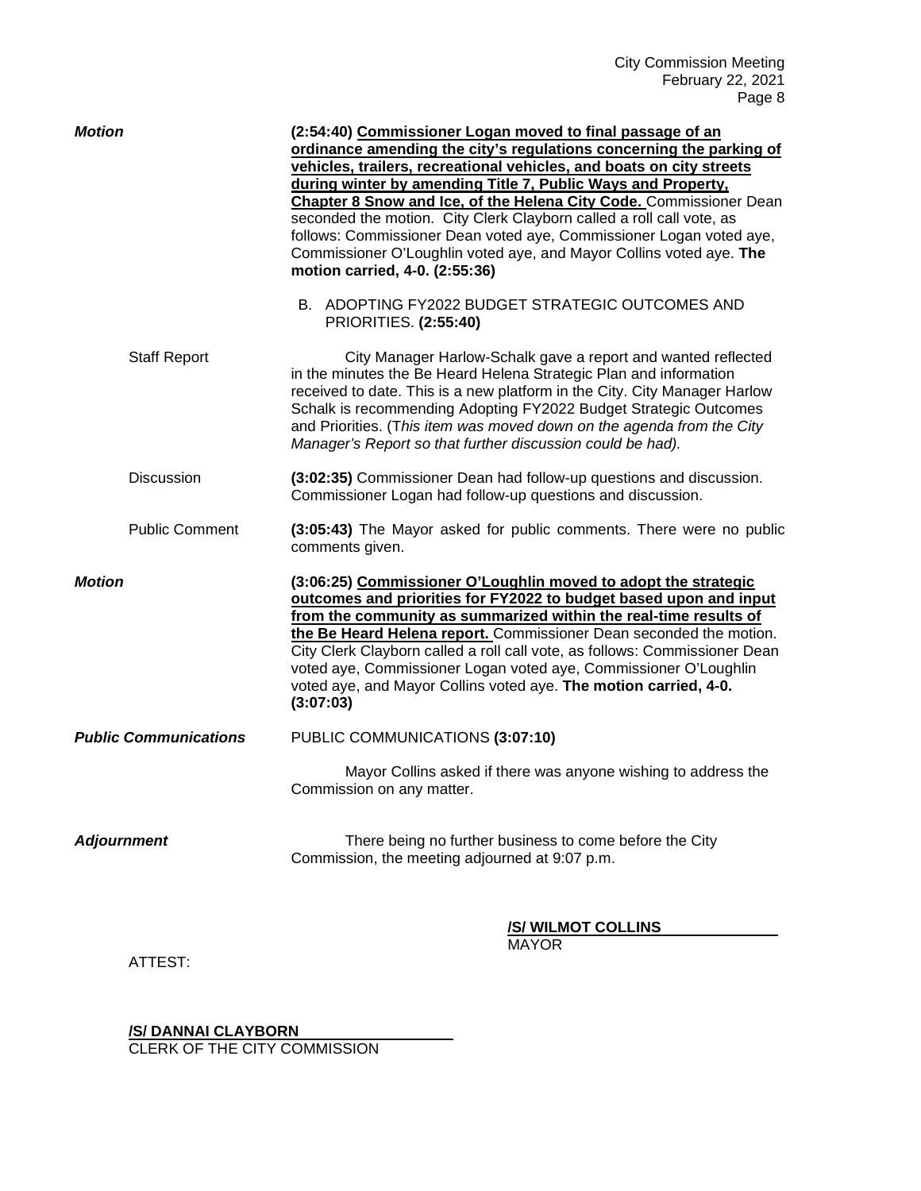***Motion*** **(2:54:40) Commissioner Logan moved to final passage of an ordinance amending the city's regulations concerning the parking of vehicles, trailers, recreational vehicles, and boats on city streets during winter by amending Title 7, Public Ways and Property, Chapter 8 Snow and Ice, of the Helena City Code.** Commissioner Dean seconded the motion. City Clerk Clayborn called a roll call vote, as follows: Commissioner Dean voted aye, Commissioner Logan voted aye, Commissioner O'Loughlin voted aye, and Mayor Collins voted aye. **The motion carried, 4-0. (2:55:36)**

B. ADOPTING FY2022 BUDGET STRATEGIC OUTCOMES AND PRIORITIES. **(2:55:40)**

Staff Report: City Manager Harlow-Schalk gave a report and wanted reflected in the minutes the Be Heard Helena Strategic Plan and information received to date. This is a new platform in the City. City Manager Harlow Schalk is recommending Adopting FY2022 Budget Strategic Outcomes and Priorities. (*This item was moved down on the agenda from the City Manager's Report so that further discussion could be had).*

Discussion: **(3:02:35)** Commissioner Dean had follow-up questions and discussion. Commissioner Logan had follow-up questions and discussion.

Public Comment: **(3:05:43)** The Mayor asked for public comments. There were no public comments given.

***Motion*** **(3:06:25) Commissioner O'Loughlin moved to adopt the strategic outcomes and priorities for FY2022 to budget based upon and input from the community as summarized within the real-time results of the Be Heard Helena report.** Commissioner Dean seconded the motion. City Clerk Clayborn called a roll call vote, as follows: Commissioner Dean voted aye, Commissioner Logan voted aye, Commissioner O'Loughlin voted aye, and Mayor Collins voted aye. **The motion carried, 4-0. (3:07:03)**

***Public Communications*** PUBLIC COMMUNICATIONS **(3:07:10)**

Mayor Collins asked if there was anyone wishing to address the Commission on any matter.

***Adjournment*** There being no further business to come before the City Commission, the meeting adjourned at 9:07 p.m.

**/S/ WILMOT COLLINS**
MAYOR

ATTEST:

**/S/ DANNAI CLAYBORN**
CLERK OF THE CITY COMMISSION